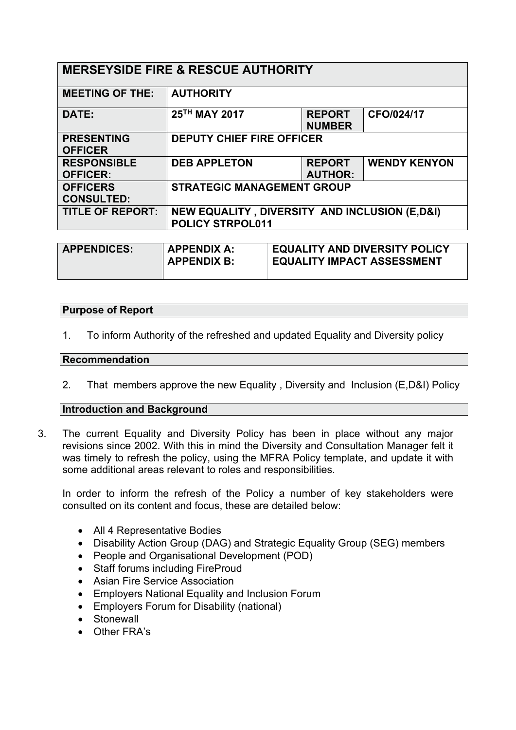| MERSEYSIDE FIRE & RESCUE AUTHORITY | | | |
|---|---|---|---|
| **MEETING OF THE:** | **AUTHORITY** | | |
| **DATE:** | **25TH MAY 2017** | **REPORT NUMBER** | **CFO/024/17** |
| **PRESENTING OFFICER** | **DEPUTY CHIEF FIRE OFFICER** | | |
| **RESPONSIBLE OFFICER:** | **DEB APPLETON** | **REPORT AUTHOR:** | **WENDY KENYON** |
| **OFFICERS CONSULTED:** | **STRATEGIC MANAGEMENT GROUP** | | |
| **TITLE OF REPORT:** | **NEW EQUALITY , DIVERSITY AND INCLUSION (E,D&I) POLICY STRPOL011** | | |

| **APPENDICES:** | **APPENDIX A:** | **EQUALITY AND DIVERSITY POLICY** |
|---|---|---|
| | **APPENDIX B:** | **EQUALITY IMPACT ASSESSMENT** |

## Purpose of Report

1. To inform Authority of the refreshed and updated Equality and Diversity policy

## Recommendation

2. That members approve the new Equality , Diversity and Inclusion (E,D&I) Policy

## Introduction and Background

3. The current Equality and Diversity Policy has been in place without any major revisions since 2002. With this in mind the Diversity and Consultation Manager felt it was timely to refresh the policy, using the MFRA Policy template, and update it with some additional areas relevant to roles and responsibilities.

   In order to inform the refresh of the Policy a number of key stakeholders were consulted on its content and focus, these are detailed below:

   - All 4 Representative Bodies
   - Disability Action Group (DAG) and Strategic Equality Group (SEG) members
   - People and Organisational Development (POD)
   - Staff forums including FireProud
   - Asian Fire Service Association
   - Employers National Equality and Inclusion Forum
   - Employers Forum for Disability (national)
   - Stonewall
   - Other FRA's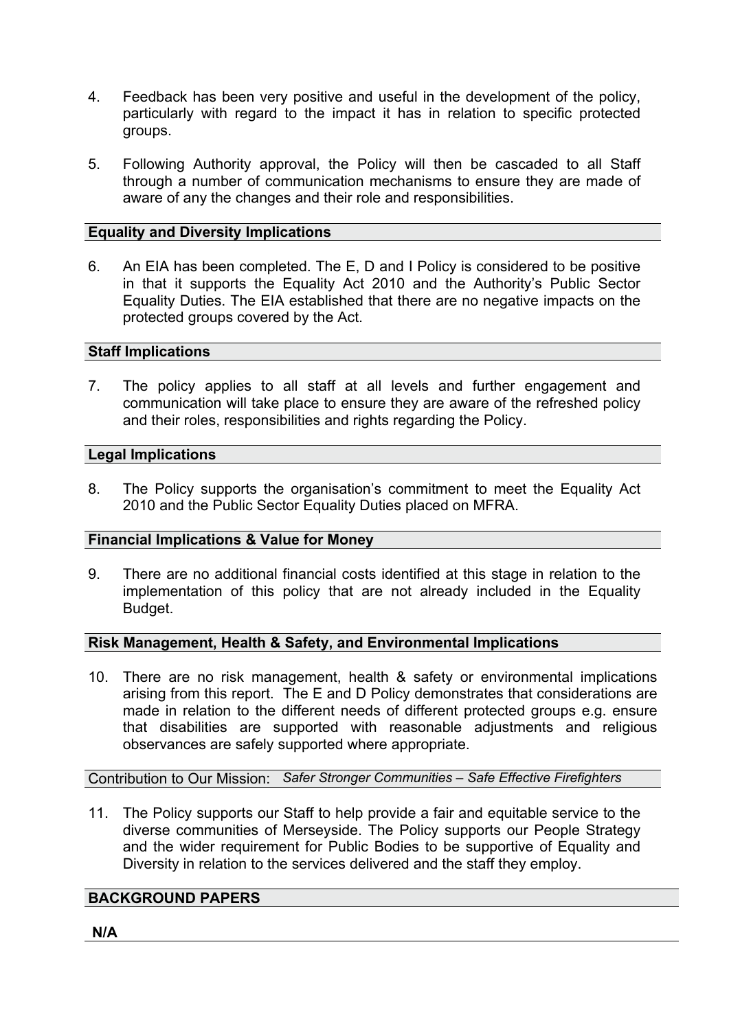4. Feedback has been very positive and useful in the development of the policy, particularly with regard to the impact it has in relation to specific protected groups.

5. Following Authority approval, the Policy will then be cascaded to all Staff through a number of communication mechanisms to ensure they are made of aware of any the changes and their role and responsibilities.

**Equality and Diversity Implications**

6. An EIA has been completed. The E, D and I Policy is considered to be positive in that it supports the Equality Act 2010 and the Authority's Public Sector Equality Duties. The EIA established that there are no negative impacts on the protected groups covered by the Act.

**Staff Implications**

7. The policy applies to all staff at all levels and further engagement and communication will take place to ensure they are aware of the refreshed policy and their roles, responsibilities and rights regarding the Policy.

**Legal Implications**

8. The Policy supports the organisation's commitment to meet the Equality Act 2010 and the Public Sector Equality Duties placed on MFRA.

**Financial Implications & Value for Money**

9. There are no additional financial costs identified at this stage in relation to the implementation of this policy that are not already included in the Equality Budget.

**Risk Management, Health & Safety, and Environmental Implications**

10. There are no risk management, health & safety or environmental implications arising from this report. The E and D Policy demonstrates that considerations are made in relation to the different needs of different protected groups e.g. ensure that disabilities are supported with reasonable adjustments and religious observances are safely supported where appropriate.

Contribution to Our Mission: *Safer Stronger Communities – Safe Effective Firefighters*

11. The Policy supports our Staff to help provide a fair and equitable service to the diverse communities of Merseyside. The Policy supports our People Strategy and the wider requirement for Public Bodies to be supportive of Equality and Diversity in relation to the services delivered and the staff they employ.

**BACKGROUND PAPERS**

**N/A**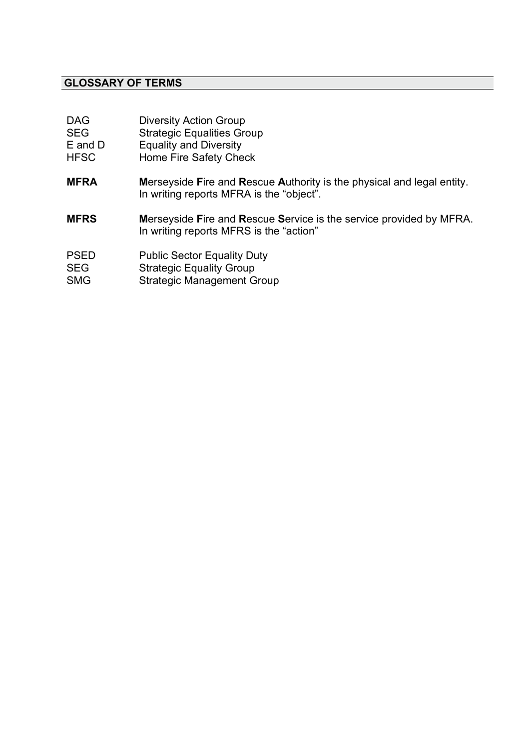## GLOSSARY OF TERMS

| | |
|---|---|
| DAG | Diversity Action Group |
| SEG | Strategic Equalities Group |
| E and D | Equality and Diversity |
| HFSC | Home Fire Safety Check |
| **MFRA** | **M**erseyside **F**ire and **R**escue **A**uthority is the physical and legal entity. In writing reports MFRA is the "object". |
| **MFRS** | **M**erseyside **F**ire and **R**escue **S**ervice is the service provided by MFRA. In writing reports MFRS is the "action" |
| PSED | Public Sector Equality Duty |
| SEG | Strategic Equality Group |
| SMG | Strategic Management Group |